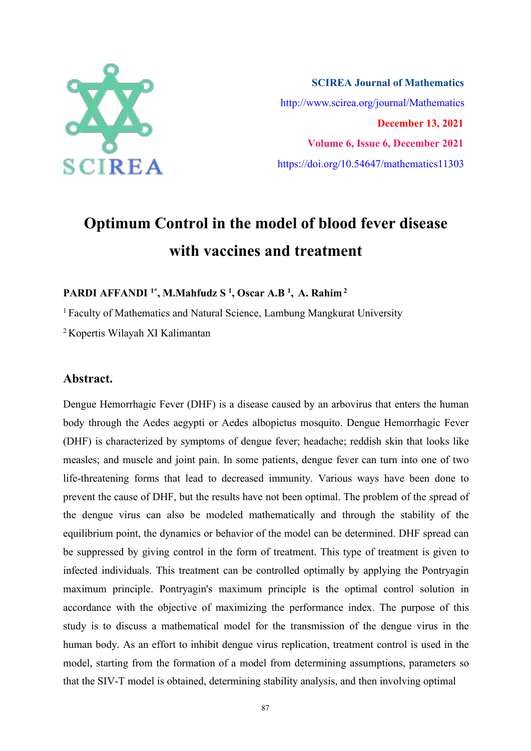SCIREA Journal of Mathematics

http://www.scirea.org/journal/Mathematics

December 13, 2021

Volume 6, Issue 6, December 2021

https://doi.org/10.54647/mathematics11303

# Optimum Control in the model of blood fever disease with vaccines and treatment

**PARDI AFFANDI [1*], M.Mahfudz S [1], Oscar A.B [1], A. Rahim [2]**

[1] Faculty of Mathematics and Natural Science, Lambung Mangkurat University

[2] Kopertis Wilayah XI Kalimantan

## Abstract.

Dengue Hemorrhagic Fever (DHF) is a disease caused by an arbovirus that enters the human body through the Aedes aegypti or Aedes albopictus mosquito. Dengue Hemorrhagic Fever (DHF) is characterized by symptoms of dengue fever; headache; reddish skin that looks like measles; and muscle and joint pain. In some patients, dengue fever can turn into one of two life-threatening forms that lead to decreased immunity. Various ways have been done to prevent the cause of DHF, but the results have not been optimal. The problem of the spread of the dengue virus can also be modeled mathematically and through the stability of the equilibrium point, the dynamics or behavior of the model can be determined. DHF spread can be suppressed by giving control in the form of treatment. This type of treatment is given to infected individuals. This treatment can be controlled optimally by applying the Pontryagin maximum principle. Pontryagin's maximum principle is the optimal control solution in accordance with the objective of maximizing the performance index. The purpose of this study is to discuss a mathematical model for the transmission of the dengue virus in the human body. As an effort to inhibit dengue virus replication, treatment control is used in the model, starting from the formation of a model from determining assumptions, parameters so that the SIV-T model is obtained, determining stability analysis, and then involving optimal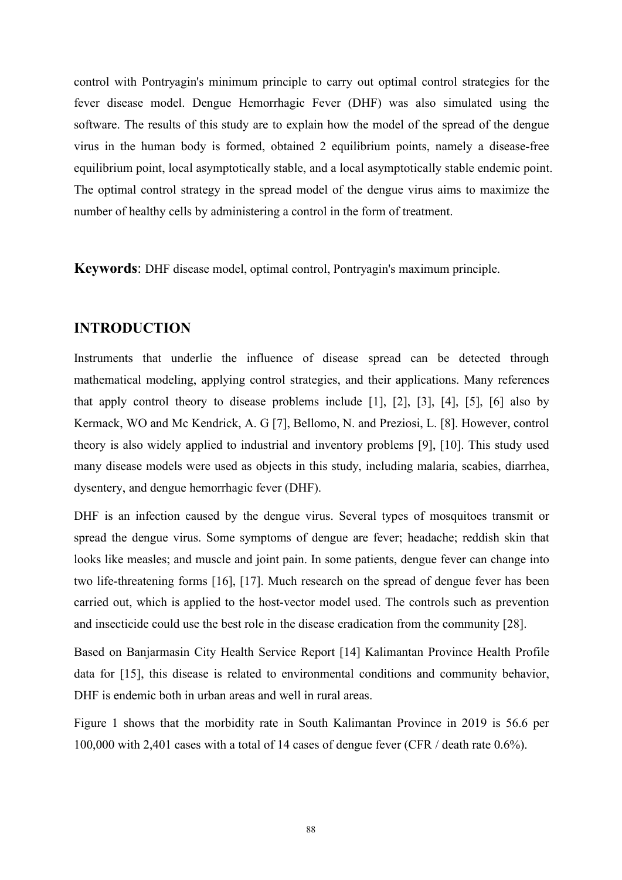control with Pontryagin's minimum principle to carry out optimal control strategies for the fever disease model. Dengue Hemorrhagic Fever (DHF) was also simulated using the software. The results of this study are to explain how the model of the spread of the dengue virus in the human body is formed, obtained 2 equilibrium points, namely a disease-free equilibrium point, local asymptotically stable, and a local asymptotically stable endemic point. The optimal control strategy in the spread model of the dengue virus aims to maximize the number of healthy cells by administering a control in the form of treatment.

**Keywords**: DHF disease model, optimal control, Pontryagin's maximum principle.

## INTRODUCTION

Instruments that underlie the influence of disease spread can be detected through mathematical modeling, applying control strategies, and their applications. Many references that apply control theory to disease problems include [1], [2], [3], [4], [5], [6] also by Kermack, WO and Mc Kendrick, A. G [7], Bellomo, N. and Preziosi, L. [8]. However, control theory is also widely applied to industrial and inventory problems [9], [10]. This study used many disease models were used as objects in this study, including malaria, scabies, diarrhea, dysentery, and dengue hemorrhagic fever (DHF).

DHF is an infection caused by the dengue virus. Several types of mosquitoes transmit or spread the dengue virus. Some symptoms of dengue are fever; headache; reddish skin that looks like measles; and muscle and joint pain. In some patients, dengue fever can change into two life-threatening forms [16], [17]. Much research on the spread of dengue fever has been carried out, which is applied to the host-vector model used. The controls such as prevention and insecticide could use the best role in the disease eradication from the community [28].

Based on Banjarmasin City Health Service Report [14] Kalimantan Province Health Profile data for [15], this disease is related to environmental conditions and community behavior, DHF is endemic both in urban areas and well in rural areas.

Figure 1 shows that the morbidity rate in South Kalimantan Province in 2019 is 56.6 per 100,000 with 2,401 cases with a total of 14 cases of dengue fever (CFR / death rate 0.6%).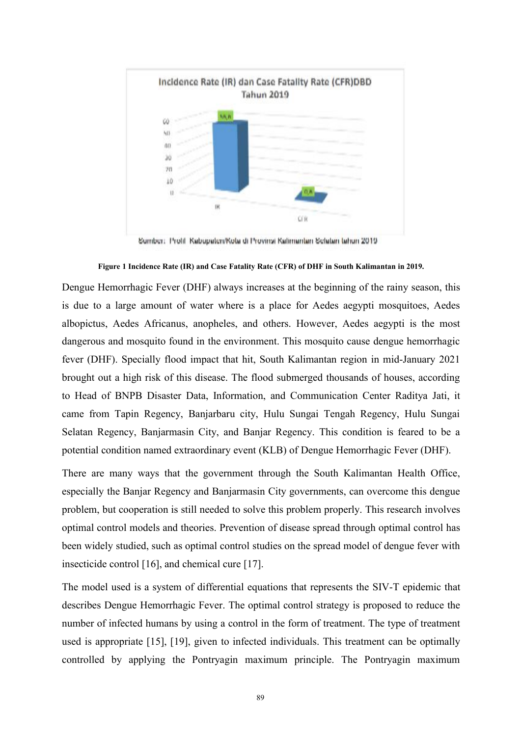Figure 1 Incidence Rate (IR) and Case Fatality Rate (CFR) of DHF in South Kalimantan in 2019.

Dengue Hemorrhagic Fever (DHF) always increases at the beginning of the rainy season, this is due to a large amount of water where is a place for Aedes aegypti mosquitoes, Aedes albopictus, Aedes Africanus, anopheles, and others. However, Aedes aegypti is the most dangerous and mosquito found in the environment. This mosquito cause dengue hemorrhagic fever (DHF). Specially flood impact that hit, South Kalimantan region in mid-January 2021 brought out a high risk of this disease. The flood submerged thousands of houses, according to Head of BNPB Disaster Data, Information, and Communication Center Raditya Jati, it came from Tapin Regency, Banjarbaru city, Hulu Sungai Tengah Regency, Hulu Sungai Selatan Regency, Banjarmasin City, and Banjar Regency. This condition is feared to be a potential condition named extraordinary event (KLB) of Dengue Hemorrhagic Fever (DHF).

There are many ways that the government through the South Kalimantan Health Office, especially the Banjar Regency and Banjarmasin City governments, can overcome this dengue problem, but cooperation is still needed to solve this problem properly. This research involves optimal control models and theories. Prevention of disease spread through optimal control has been widely studied, such as optimal control studies on the spread model of dengue fever with insecticide control [16], and chemical cure [17].

The model used is a system of differential equations that represents the SIV-T epidemic that describes Dengue Hemorrhagic Fever. The optimal control strategy is proposed to reduce the number of infected humans by using a control in the form of treatment. The type of treatment used is appropriate [15], [19], given to infected individuals. This treatment can be optimally controlled by applying the Pontryagin maximum principle. The Pontryagin maximum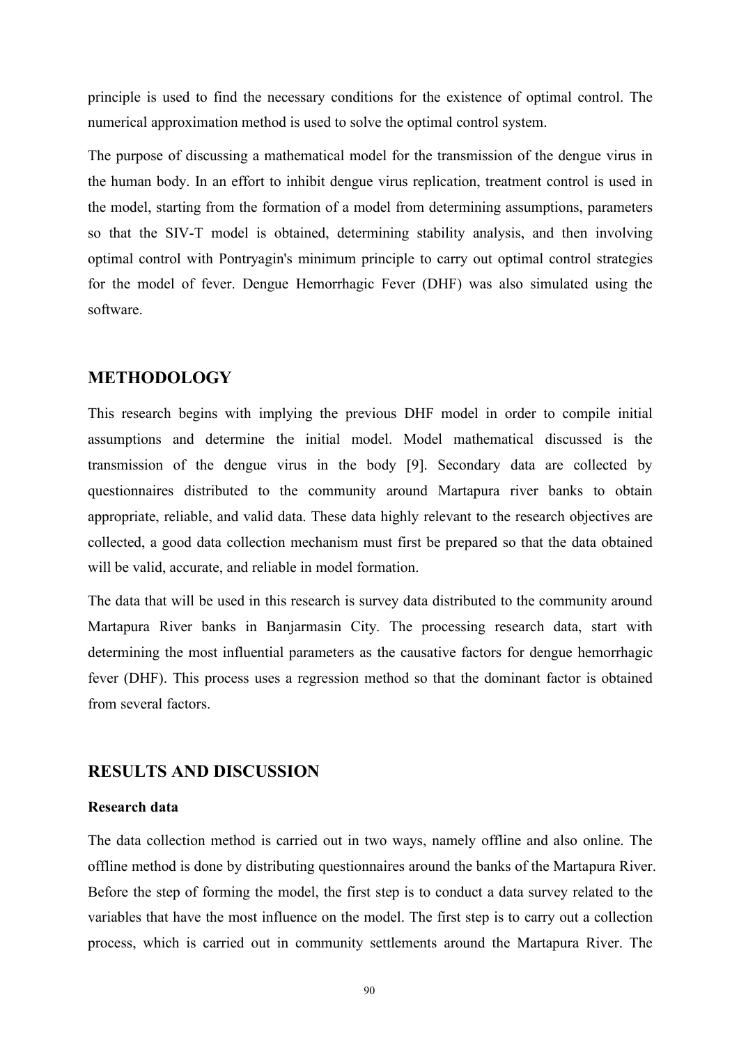principle is used to find the necessary conditions for the existence of optimal control. The numerical approximation method is used to solve the optimal control system.

The purpose of discussing a mathematical model for the transmission of the dengue virus in the human body. In an effort to inhibit dengue virus replication, treatment control is used in the model, starting from the formation of a model from determining assumptions, parameters so that the SIV-T model is obtained, determining stability analysis, and then involving optimal control with Pontryagin's minimum principle to carry out optimal control strategies for the model of fever. Dengue Hemorrhagic Fever (DHF) was also simulated using the software.

## METHODOLOGY

This research begins with implying the previous DHF model in order to compile initial assumptions and determine the initial model. Model mathematical discussed is the transmission of the dengue virus in the body [9]. Secondary data are collected by questionnaires distributed to the community around Martapura river banks to obtain appropriate, reliable, and valid data. These data highly relevant to the research objectives are collected, a good data collection mechanism must first be prepared so that the data obtained will be valid, accurate, and reliable in model formation.

The data that will be used in this research is survey data distributed to the community around Martapura River banks in Banjarmasin City. The processing research data, start with determining the most influential parameters as the causative factors for dengue hemorrhagic fever (DHF). This process uses a regression method so that the dominant factor is obtained from several factors.

## RESULTS AND DISCUSSION

### Research data

The data collection method is carried out in two ways, namely offline and also online. The offline method is done by distributing questionnaires around the banks of the Martapura River. Before the step of forming the model, the first step is to conduct a data survey related to the variables that have the most influence on the model. The first step is to carry out a collection process, which is carried out in community settlements around the Martapura River. The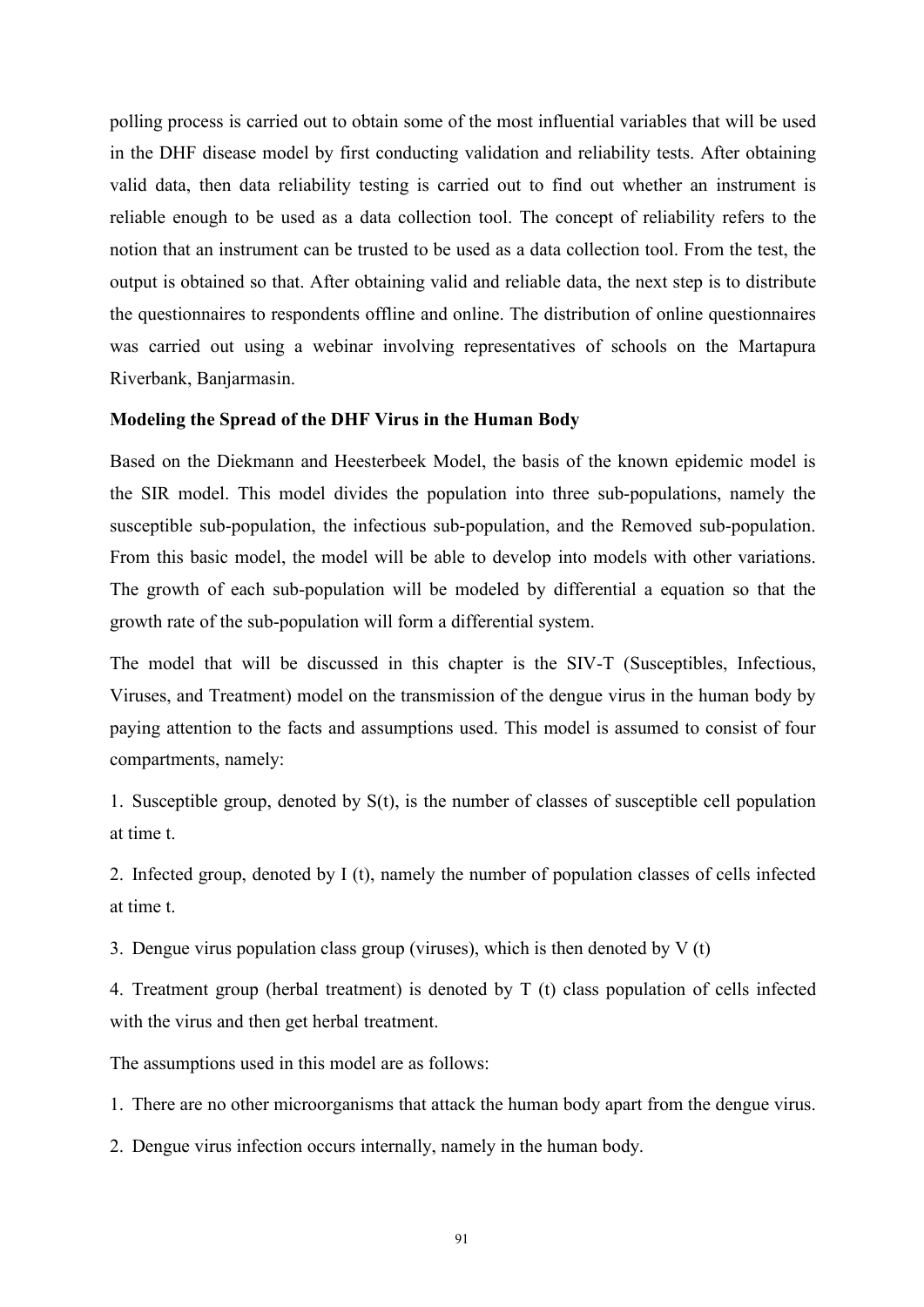polling process is carried out to obtain some of the most influential variables that will be used in the DHF disease model by first conducting validation and reliability tests. After obtaining valid data, then data reliability testing is carried out to find out whether an instrument is reliable enough to be used as a data collection tool. The concept of reliability refers to the notion that an instrument can be trusted to be used as a data collection tool. From the test, the output is obtained so that. After obtaining valid and reliable data, the next step is to distribute the questionnaires to respondents offline and online. The distribution of online questionnaires was carried out using a webinar involving representatives of schools on the Martapura Riverbank, Banjarmasin.

**Modeling the Spread of the DHF Virus in the Human Body**

Based on the Diekmann and Heesterbeek Model, the basis of the known epidemic model is the SIR model. This model divides the population into three sub-populations, namely the susceptible sub-population, the infectious sub-population, and the Removed sub-population. From this basic model, the model will be able to develop into models with other variations. The growth of each sub-population will be modeled by differential a equation so that the growth rate of the sub-population will form a differential system.

The model that will be discussed in this chapter is the SIV-T (Susceptibles, Infectious, Viruses, and Treatment) model on the transmission of the dengue virus in the human body by paying attention to the facts and assumptions used. This model is assumed to consist of four compartments, namely:

1. Susceptible group, denoted by $S(t)$, is the number of classes of susceptible cell population at time t.
2. Infected group, denoted by $I(t)$, namely the number of population classes of cells infected at time t.
3. Dengue virus population class group (viruses), which is then denoted by $V(t)$
4. Treatment group (herbal treatment) is denoted by $T(t)$ class population of cells infected with the virus and then get herbal treatment.

The assumptions used in this model are as follows:

1. There are no other microorganisms that attack the human body apart from the dengue virus.
2. Dengue virus infection occurs internally, namely in the human body.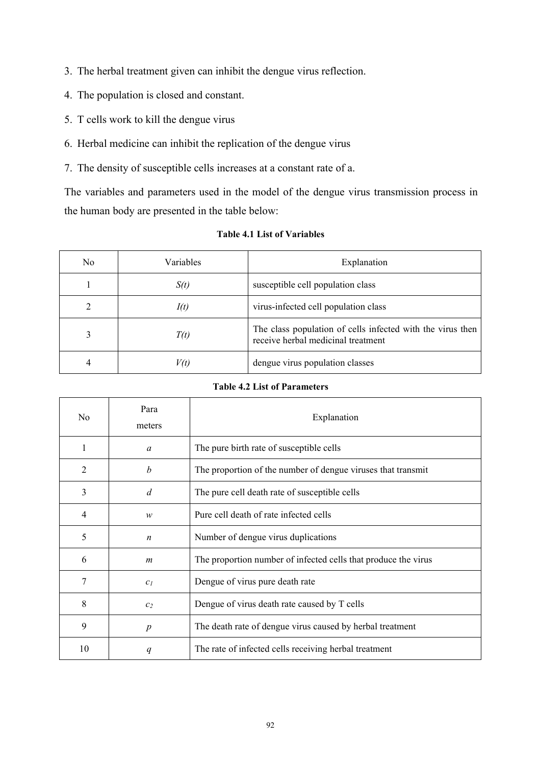3. The herbal treatment given can inhibit the dengue virus reflection.
4. The population is closed and constant.
5. T cells work to kill the dengue virus
6. Herbal medicine can inhibit the replication of the dengue virus
7. The density of susceptible cells increases at a constant rate of a.

The variables and parameters used in the model of the dengue virus transmission process in the human body are presented in the table below:

**Table 4.1 List of Variables**

| No | Variables | Explanation |
|---|---|---|
| 1 | $S(t)$ | susceptible cell population class |
| 2 | $I(t)$ | virus-infected cell population class |
| 3 | $T(t)$ | The class population of cells infected with the virus then receive herbal medicinal treatment |
| 4 | $V(t)$ | dengue virus population classes |

**Table 4.2 List of Parameters**

| No | Para meters | Explanation |
|---|---|---|
| 1 | $a$ | The pure birth rate of susceptible cells |
| 2 | $b$ | The proportion of the number of dengue viruses that transmit |
| 3 | $d$ | The pure cell death rate of susceptible cells |
| 4 | $w$ | Pure cell death of rate infected cells |
| 5 | $n$ | Number of dengue virus duplications |
| 6 | $m$ | The proportion number of infected cells that produce the virus |
| 7 | $c_1$ | Dengue of virus pure death rate |
| 8 | $c_2$ | Dengue of virus death rate caused by T cells |
| 9 | $p$ | The death rate of dengue virus caused by herbal treatment |
| 10 | $q$ | The rate of infected cells receiving herbal treatment |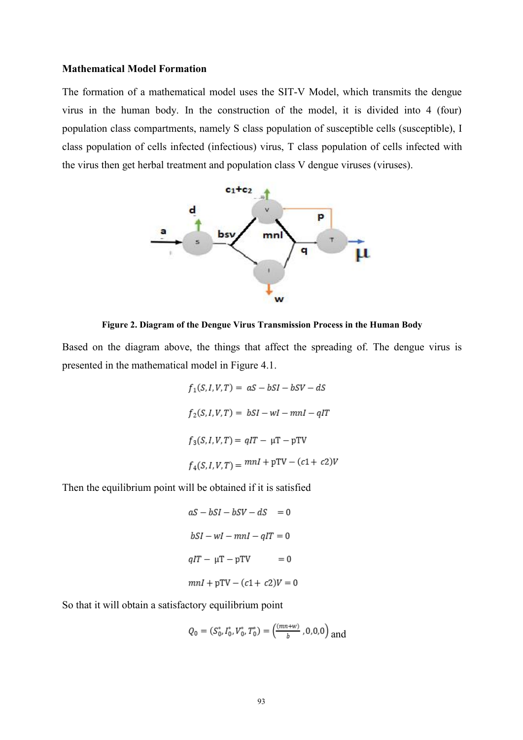**Mathematical Model Formation**

The formation of a mathematical model uses the SIT-V Model, which transmits the dengue virus in the human body. In the construction of the model, it is divided into 4 (four) population class compartments, namely S class population of susceptible cells (susceptible), I class population of cells infected (infectious) virus, T class population of cells infected with the virus then get herbal treatment and population class V dengue viruses (viruses).

**Figure 2. Diagram of the Dengue Virus Transmission Process in the Human Body**

Based on the diagram above, the things that affect the spreading of. The dengue virus is presented in the mathematical model in Figure 4.1.

$$f_1(S,I,V,T) = aS - bSI - bSV - dS$$

$$f_2(S,I,V,T) = bSI - wI - mnI - qIT$$

$$f_3(S,I,V,T) = qIT - \mu T - pTV$$

$$f_4(S,I,V,T) = mnI + pTV - (c1 + c2)V$$

Then the equilibrium point will be obtained if it is satisfied

$$aS - bSI - bSV - dS = 0$$

$$bSI - wI - mnI - qIT = 0$$

$$qIT - \mu T - pTV = 0$$

$$mnI + pTV - (c1 + c2)V = 0$$

So that it will obtain a satisfactory equilibrium point

$$Q_0 = (S_0^*, I_0^*, V_0^*, T_0^*) = \left(\frac{(mn+w)}{b}, 0, 0, 0\right)$$ and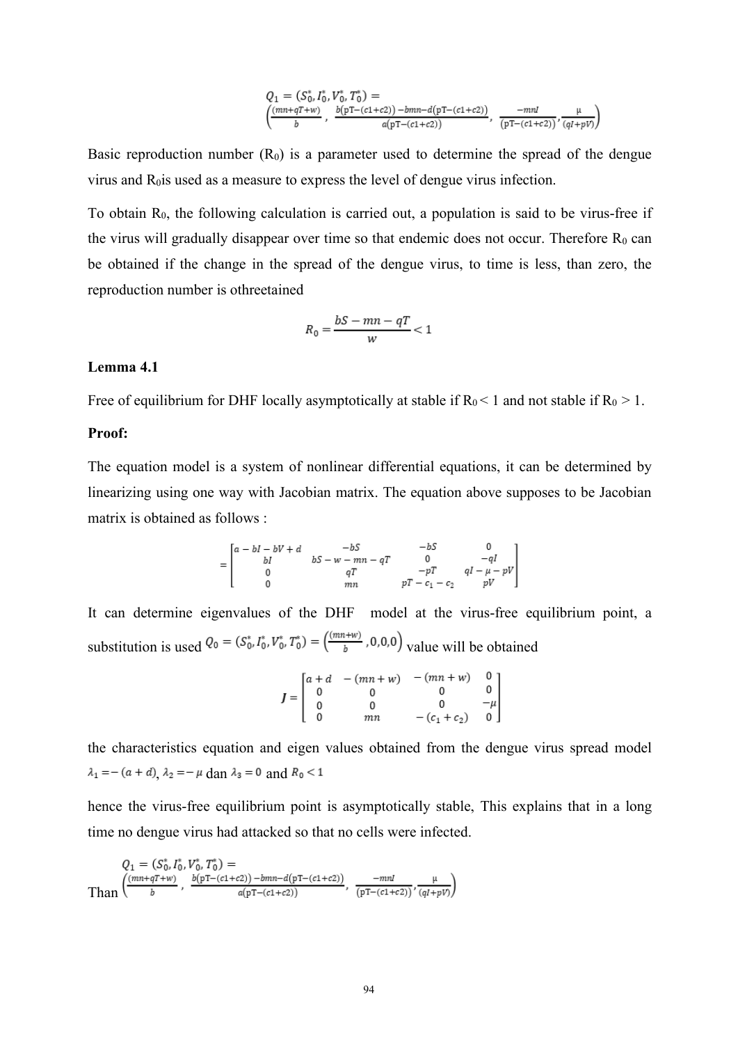$$Q_1 = (S_0^*, I_0^*, V_0^*, T_0^*) = \left(\frac{(mn+qT+w)}{b}, \frac{b(pT-(c1+c2)) - bmn - d(pT-(c1+c2))}{a(pT-(c1+c2))}, \frac{-mnI}{(pT-(c1+c2))}, \frac{\mu}{(qI+pV)}\right)$$

Basic reproduction number ($R_0$) is a parameter used to determine the spread of the dengue virus and $R_0$is used as a measure to express the level of dengue virus infection.

To obtain $R_0$, the following calculation is carried out, a population is said to be virus-free if the virus will gradually disappear over time so that endemic does not occur. Therefore $R_0$ can be obtained if the change in the spread of the dengue virus, to time is less, than zero, the reproduction number is othreetained

$$R_0 = \frac{bS - mn - qT}{w} < 1$$

**Lemma 4.1**

Free of equilibrium for DHF locally asymptotically at stable if $R_0 < 1$ and not stable if $R_0 > 1$.

**Proof:**

The equation model is a system of nonlinear differential equations, it can be determined by linearizing using one way with Jacobian matrix. The equation above supposes to be Jacobian matrix is obtained as follows :

$$= \begin{bmatrix} a - bI - bV + d & -bS & -bS & 0 \\ bI & bS - w - mn - qT & 0 & -qI \\ 0 & qT & -pT & qI - \mu - pV \\ 0 & mn & pT - c_1 - c_2 & pV \end{bmatrix}$$

It can determine eigenvalues of the DHF model at the virus-free equilibrium point, a substitution is used $Q_0 = (S_0^*, I_0^*, V_0^*, T_0^*) = \left(\frac{(mn+w)}{b}, 0, 0, 0\right)$ value will be obtained

$$J = \begin{bmatrix} a + d & -(mn + w) & -(mn + w) & 0 \\ 0 & 0 & 0 & 0 \\ 0 & 0 & 0 & -\mu \\ 0 & mn & -(c_1 + c_2) & 0 \end{bmatrix}$$

the characteristics equation and eigen values obtained from the dengue virus spread model $\lambda_1 = -(a + d)$, $\lambda_2 = -\mu$ dan $\lambda_3 = 0$ and $R_0 < 1$

hence the virus-free equilibrium point is asymptotically stable, This explains that in a long time no dengue virus had attacked so that no cells were infected.

Than $Q_1 = (S_0^*, I_0^*, V_0^*, T_0^*) = \left(\frac{(mn+qT+w)}{b}, \frac{b(pT-(c1+c2)) - bmn - d(pT-(c1+c2))}{a(pT-(c1+c2))}, \frac{-mnI}{(pT-(c1+c2))}, \frac{\mu}{(qI+pV)}\right)$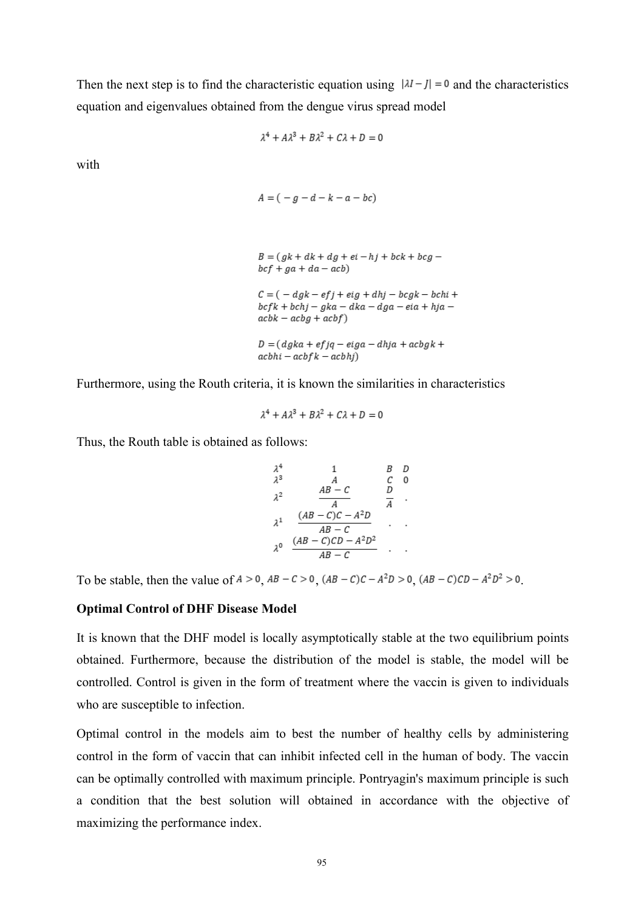Then the next step is to find the characteristic equation using $|\lambda I - J| = 0$ and the characteristics equation and eigenvalues obtained from the dengue virus spread model

$$\lambda^4 + A\lambda^3 + B\lambda^2 + C\lambda + D = 0$$

with

$$A = (-g - d - k - a - bc)$$

$$B = (gk + dk + dg + ei - hj + bck + bcg - bcf + ga + da - acb)$$

$$C = (-dgk - efj + eig + dhj - bcgk - bchi + bcfk + bchj - gka - dka - dga - eia + hja - acbk - acbg + acbf)$$

$$D = (dgka + efjq - eiga - dhja + acbgk + acbhi - acbfk - acbhj)$$

Furthermore, using the Routh criteria, it is known the similarities in characteristics

$$\lambda^4 + A\lambda^3 + B\lambda^2 + C\lambda + D = 0$$

Thus, the Routh table is obtained as follows:

$$\begin{array}{cccc}
\lambda^4 & 1 & B & D \\
\lambda^3 & A & C & 0 \\
\lambda^2 & \dfrac{AB - C}{A} & \dfrac{D}{A} & . \\
\lambda^1 & \dfrac{(AB - C)C - A^2 D}{AB - C} & . & . \\
\lambda^0 & \dfrac{(AB - C)CD - A^2 D^2}{AB - C} & . & .
\end{array}$$

To be stable, then the value of $A > 0$, $AB - C > 0$, $(AB - C)C - A^2 D > 0$, $(AB - C)CD - A^2 D^2 > 0$.

**Optimal Control of DHF Disease Model**

It is known that the DHF model is locally asymptotically stable at the two equilibrium points obtained. Furthermore, because the distribution of the model is stable, the model will be controlled. Control is given in the form of treatment where the vaccin is given to individuals who are susceptible to infection.

Optimal control in the models aim to best the number of healthy cells by administering control in the form of vaccin that can inhibit infected cell in the human of body. The vaccin can be optimally controlled with maximum principle. Pontryagin's maximum principle is such a condition that the best solution will obtained in accordance with the objective of maximizing the performance index.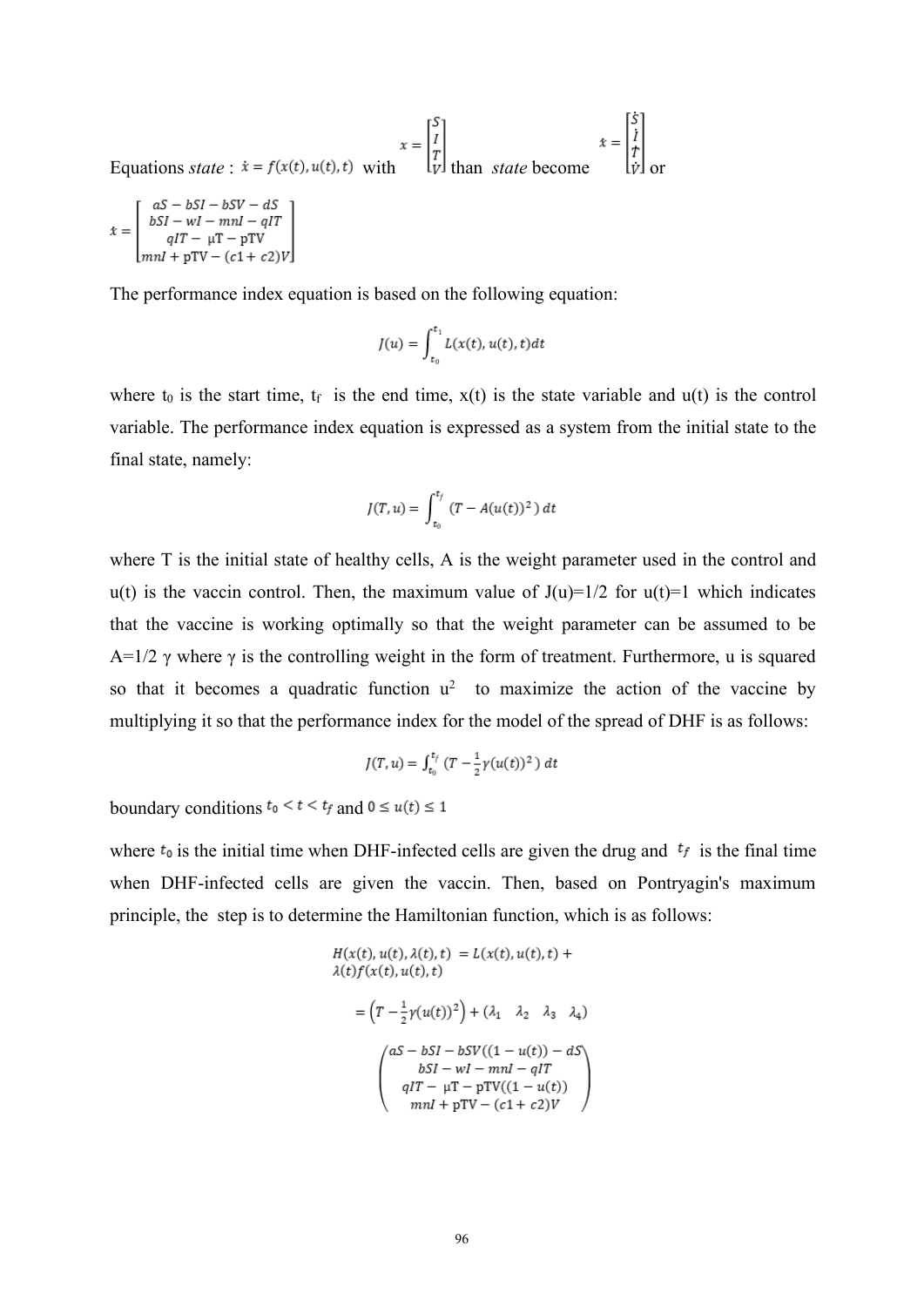Equations *state* : $\dot{x} = f(x(t), u(t), t)$ with $x = \begin{bmatrix} S \\ I \\ T \\ V \end{bmatrix}$ than *state* become $\dot{x} = \begin{bmatrix} \dot{S} \\ \dot{I} \\ \dot{T} \\ \dot{V} \end{bmatrix}$ or

$$\dot{x} = \begin{bmatrix} aS - bSI - bSV - dS \\ bSI - wI - mnI - qIT \\ qIT - \mu T - pTV \\ mnI + pTV - (c1 + c2)V \end{bmatrix}$$

The performance index equation is based on the following equation:

$$J(u) = \int_{t_0}^{t_1} L(x(t), u(t), t)dt$$

where $t_0$ is the start time, $t_f$ is the end time, x(t) is the state variable and u(t) is the control variable. The performance index equation is expressed as a system from the initial state to the final state, namely:

$$J(T, u) = \int_{t_0}^{t_f} (T - A(u(t))^2)\, dt$$

where T is the initial state of healthy cells, A is the weight parameter used in the control and u(t) is the vaccin control. Then, the maximum value of J(u)=1/2 for u(t)=1 which indicates that the vaccine is working optimally so that the weight parameter can be assumed to be A=1/2 $\gamma$ where $\gamma$ is the controlling weight in the form of treatment. Furthermore, u is squared so that it becomes a quadratic function $u^2$ to maximize the action of the vaccine by multiplying it so that the performance index for the model of the spread of DHF is as follows:

$$J(T, u) = \int_{t_0}^{t_f} (T - \tfrac{1}{2}\gamma(u(t))^2)\, dt$$

boundary conditions $t_0 < t < t_f$ and $0 \leq u(t) \leq 1$

where $t_0$ is the initial time when DHF-infected cells are given the drug and $t_f$ is the final time when DHF-infected cells are given the vaccin. Then, based on Pontryagin's maximum principle, the step is to determine the Hamiltonian function, which is as follows:

$$H(x(t), u(t), \lambda(t), t) = L(x(t), u(t), t) + \lambda(t) f(x(t), u(t), t)$$

$$= \left(T - \tfrac{1}{2}\gamma(u(t))^2\right) + \begin{pmatrix} \lambda_1 & \lambda_2 & \lambda_3 & \lambda_4 \end{pmatrix} \begin{pmatrix} aS - bSI - bSV((1 - u(t)) - dS \\ bSI - wI - mnI - qIT \\ qIT - \mu T - pTV((1 - u(t)) \\ mnI + pTV - (c1 + c2)V \end{pmatrix}$$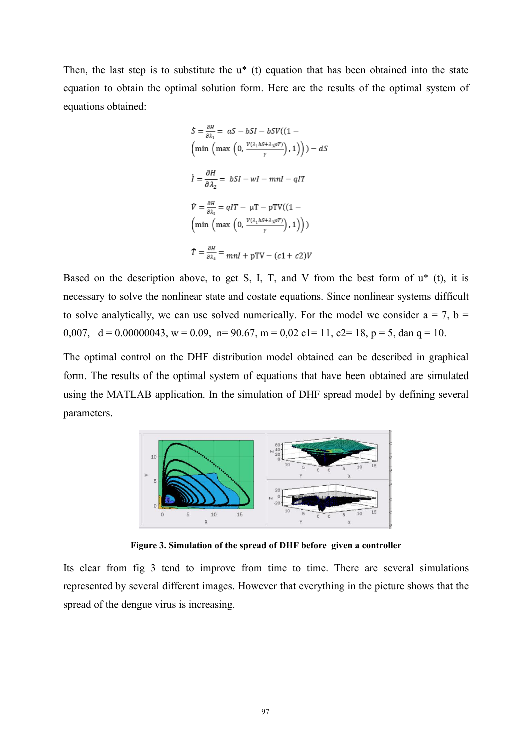Then, the last step is to substitute the u* (t) equation that has been obtained into the state equation to obtain the optimal solution form. Here are the results of the optimal system of equations obtained:

$$\dot{S} = \frac{\partial H}{\partial \lambda_1} = aS - bSI - bSV\left(\left(1 - \left(\min\left(\max\left(0, \frac{V(\lambda_1 bS + \lambda_3 pT)}{\gamma}\right), 1\right)\right)\right) - dS\right.$$

$$\dot{I} = \frac{\partial H}{\partial \lambda_2} = bSI - wI - mnI - qIT$$

$$\dot{V} = \frac{\partial H}{\partial \lambda_3} = qIT - \mu T - pTV\left(\left(1 - \left(\min\left(\max\left(0, \frac{V(\lambda_1 bS + \lambda_3 pT)}{\gamma}\right), 1\right)\right)\right)\right)$$

$$\dot{T} = \frac{\partial H}{\partial \lambda_4} = mnI + pTV - (c1 + c2)V$$

Based on the description above, to get S, I, T, and V from the best form of u* (t), it is necessary to solve the nonlinear state and costate equations. Since nonlinear systems difficult to solve analytically, we can use solved numerically. For the model we consider a = 7, b = 0,007, d = 0.00000043, w = 0.09, n= 90.67, m = 0,02 c1= 11, c2= 18, p = 5, dan q = 10.

The optimal control on the DHF distribution model obtained can be described in graphical form. The results of the optimal system of equations that have been obtained are simulated using the MATLAB application. In the simulation of DHF spread model by defining several parameters.

**Figure 3. Simulation of the spread of DHF before given a controller**

Its clear from fig 3 tend to improve from time to time. There are several simulations represented by several different images. However that everything in the picture shows that the spread of the dengue virus is increasing.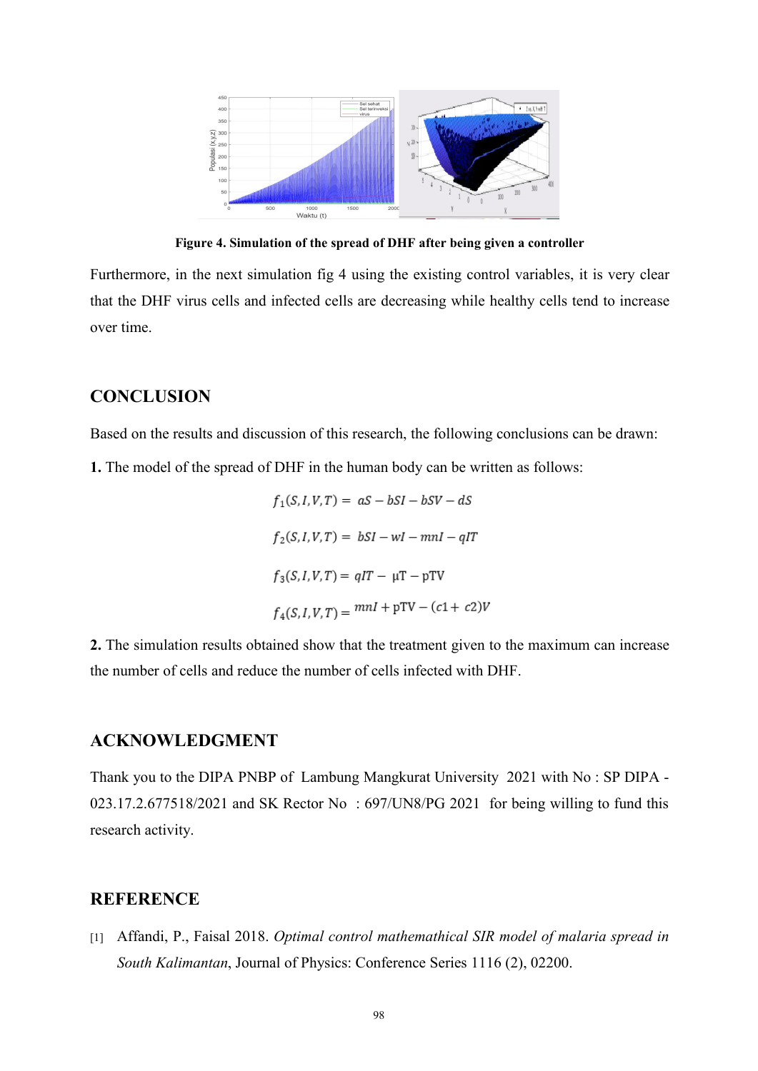Figure 4. Simulation of the spread of DHF after being given a controller

Furthermore, in the next simulation fig 4 using the existing control variables, it is very clear that the DHF virus cells and infected cells are decreasing while healthy cells tend to increase over time.

## CONCLUSION

Based on the results and discussion of this research, the following conclusions can be drawn:

**1.** The model of the spread of DHF in the human body can be written as follows:

$$f_1(S,I,V,T) = aS - bSI - bSV - dS$$

$$f_2(S,I,V,T) = bSI - wI - mnI - qIT$$

$$f_3(S,I,V,T) = qIT - \mu T - pTV$$

$$f_4(S,I,V,T) = mnI + pTV - (c1 + c2)V$$

**2.** The simulation results obtained show that the treatment given to the maximum can increase the number of cells and reduce the number of cells infected with DHF.

## ACKNOWLEDGMENT

Thank you to the DIPA PNBP of Lambung Mangkurat University 2021 with No : SP DIPA - 023.17.2.677518/2021 and SK Rector No : 697/UN8/PG 2021 for being willing to fund this research activity.

## REFERENCE

[1] Affandi, P., Faisal 2018. *Optimal control mathemathical SIR model of malaria spread in South Kalimantan*, Journal of Physics: Conference Series 1116 (2), 02200.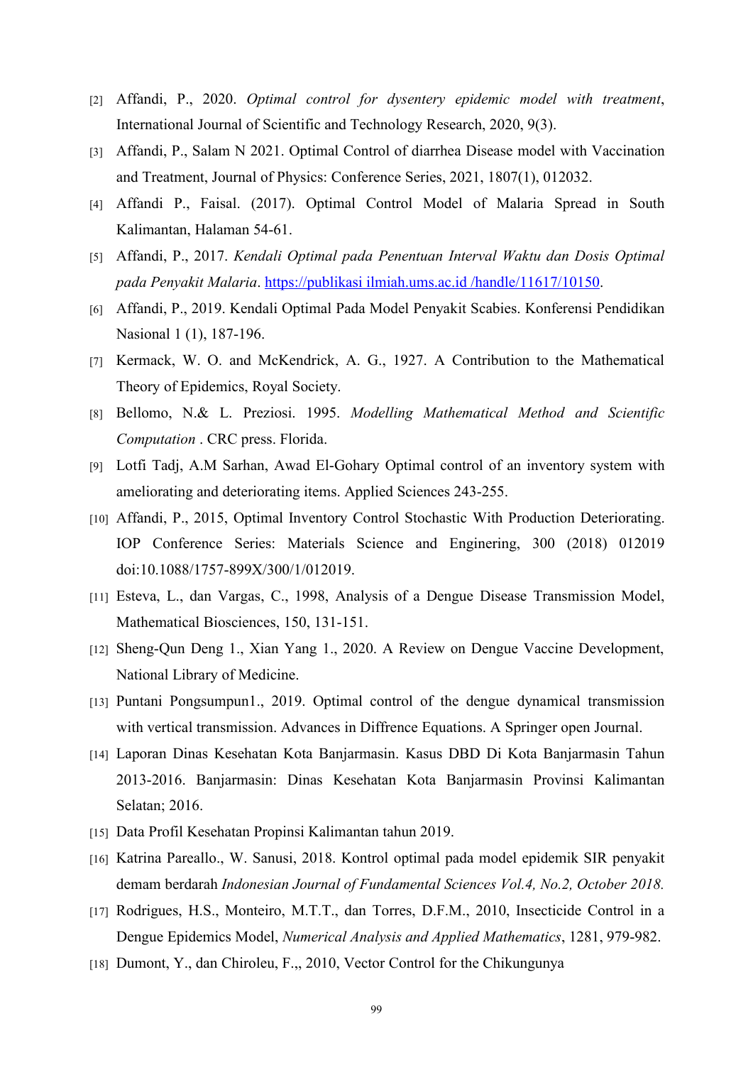[2] Affandi, P., 2020. *Optimal control for dysentery epidemic model with treatment*, International Journal of Scientific and Technology Research, 2020, 9(3).

[3] Affandi, P., Salam N 2021. Optimal Control of diarrhea Disease model with Vaccination and Treatment, Journal of Physics: Conference Series, 2021, 1807(1), 012032.

[4] Affandi P., Faisal. (2017). Optimal Control Model of Malaria Spread in South Kalimantan, Halaman 54-61.

[5] Affandi, P., 2017. *Kendali Optimal pada Penentuan Interval Waktu dan Dosis Optimal pada Penyakit Malaria*. https://publikasi ilmiah.ums.ac.id /handle/11617/10150.

[6] Affandi, P., 2019. Kendali Optimal Pada Model Penyakit Scabies. Konferensi Pendidikan Nasional 1 (1), 187-196.

[7] Kermack, W. O. and McKendrick, A. G., 1927. A Contribution to the Mathematical Theory of Epidemics, Royal Society.

[8] Bellomo, N.& L. Preziosi. 1995. *Modelling Mathematical Method and Scientific Computation* . CRC press. Florida.

[9] Lotfi Tadj, A.M Sarhan, Awad El-Gohary Optimal control of an inventory system with ameliorating and deteriorating items. Applied Sciences 243-255.

[10] Affandi, P., 2015, Optimal Inventory Control Stochastic With Production Deteriorating. IOP Conference Series: Materials Science and Enginering, 300 (2018) 012019 doi:10.1088/1757-899X/300/1/012019.

[11] Esteva, L., dan Vargas, C., 1998, Analysis of a Dengue Disease Transmission Model, Mathematical Biosciences, 150, 131-151.

[12] Sheng-Qun Deng 1., Xian Yang 1., 2020. A Review on Dengue Vaccine Development, National Library of Medicine.

[13] Puntani Pongsumpun1., 2019. Optimal control of the dengue dynamical transmission with vertical transmission. Advances in Diffrence Equations. A Springer open Journal.

[14] Laporan Dinas Kesehatan Kota Banjarmasin. Kasus DBD Di Kota Banjarmasin Tahun 2013-2016. Banjarmasin: Dinas Kesehatan Kota Banjarmasin Provinsi Kalimantan Selatan; 2016.

[15] Data Profil Kesehatan Propinsi Kalimantan tahun 2019.

[16] Katrina Pareallo., W. Sanusi, 2018. Kontrol optimal pada model epidemik SIR penyakit demam berdarah *Indonesian Journal of Fundamental Sciences Vol.4, No.2, October 2018.*

[17] Rodrigues, H.S., Monteiro, M.T.T., dan Torres, D.F.M., 2010, Insecticide Control in a Dengue Epidemics Model, *Numerical Analysis and Applied Mathematics*, 1281, 979-982.

[18] Dumont, Y., dan Chiroleu, F.,, 2010, Vector Control for the Chikungunya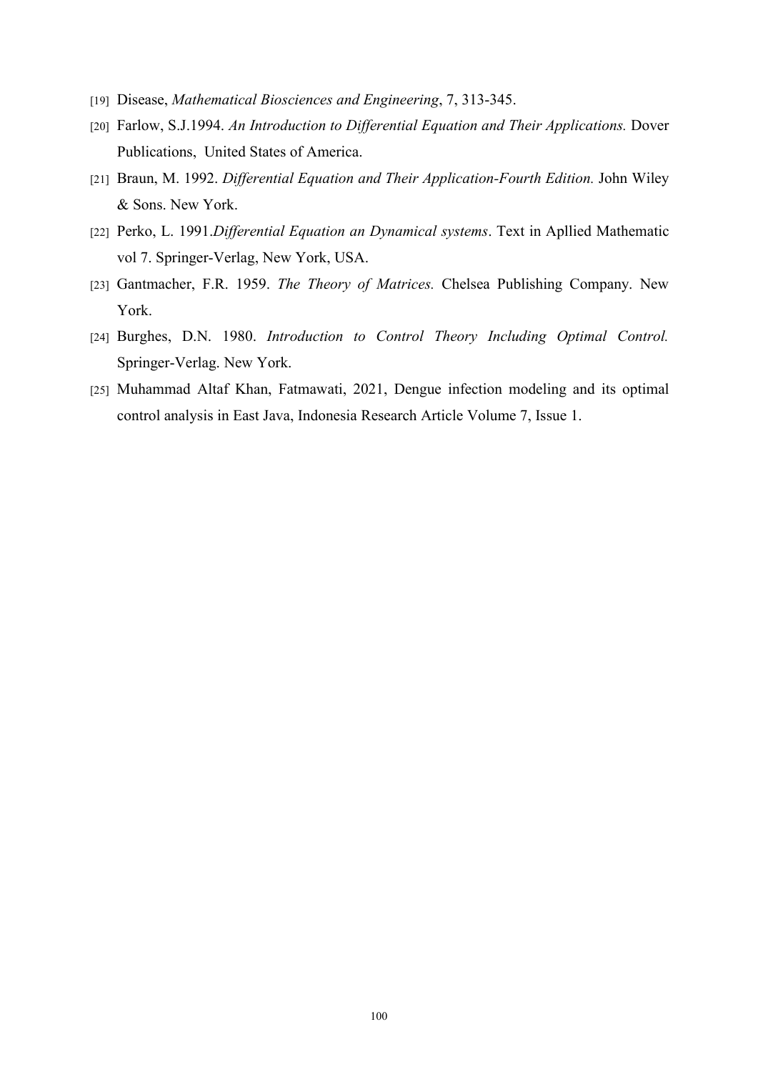[19] Disease, *Mathematical Biosciences and Engineering*, 7, 313-345.

[20] Farlow, S.J.1994. *An Introduction to Differential Equation and Their Applications.* Dover Publications, United States of America.

[21] Braun, M. 1992. *Differential Equation and Their Application-Fourth Edition.* John Wiley & Sons. New York.

[22] Perko, L. 1991.*Differential Equation an Dynamical systems*. Text in Apllied Mathematic vol 7. Springer-Verlag, New York, USA.

[23] Gantmacher, F.R. 1959. *The Theory of Matrices.* Chelsea Publishing Company. New York.

[24] Burghes, D.N. 1980. *Introduction to Control Theory Including Optimal Control.* Springer-Verlag. New York.

[25] Muhammad Altaf Khan, Fatmawati, 2021, Dengue infection modeling and its optimal control analysis in East Java, Indonesia Research Article Volume 7, Issue 1.